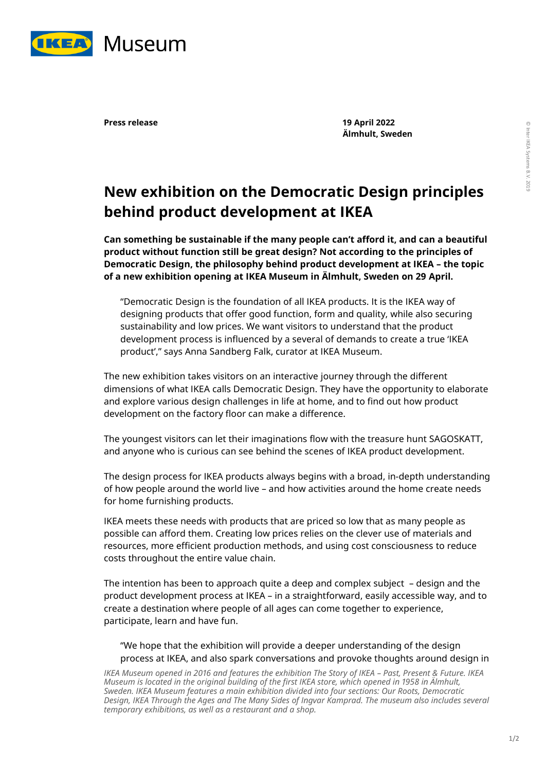**Press release**

**19 April 2022**
**Älmhult, Sweden**

# New exhibition on the Democratic Design principles behind product development at IKEA

**Can something be sustainable if the many people can't afford it, and can a beautiful product without function still be great design? Not according to the principles of Democratic Design, the philosophy behind product development at IKEA – the topic of a new exhibition opening at IKEA Museum in Älmhult, Sweden on 29 April.**

> "Democratic Design is the foundation of all IKEA products. It is the IKEA way of designing products that offer good function, form and quality, while also securing sustainability and low prices. We want visitors to understand that the product development process is influenced by a several of demands to create a true 'IKEA product'," says Anna Sandberg Falk, curator at IKEA Museum.

The new exhibition takes visitors on an interactive journey through the different dimensions of what IKEA calls Democratic Design. They have the opportunity to elaborate and explore various design challenges in life at home, and to find out how product development on the factory floor can make a difference.

The youngest visitors can let their imaginations flow with the treasure hunt SAGOSKATT, and anyone who is curious can see behind the scenes of IKEA product development.

The design process for IKEA products always begins with a broad, in-depth understanding of how people around the world live – and how activities around the home create needs for home furnishing products.

IKEA meets these needs with products that are priced so low that as many people as possible can afford them. Creating low prices relies on the clever use of materials and resources, more efficient production methods, and using cost consciousness to reduce costs throughout the entire value chain.

The intention has been to approach quite a deep and complex subject – design and the product development process at IKEA – in a straightforward, easily accessible way, and to create a destination where people of all ages can come together to experience, participate, learn and have fun.

> "We hope that the exhibition will provide a deeper understanding of the design process at IKEA, and also spark conversations and provoke thoughts around design in

*IKEA Museum opened in 2016 and features the exhibition The Story of IKEA – Past, Present & Future. IKEA Museum is located in the original building of the first IKEA store, which opened in 1958 in Älmhult, Sweden. IKEA Museum features a main exhibition divided into four sections: Our Roots, Democratic Design, IKEA Through the Ages and The Many Sides of Ingvar Kamprad. The museum also includes several temporary exhibitions, as well as a restaurant and a shop.*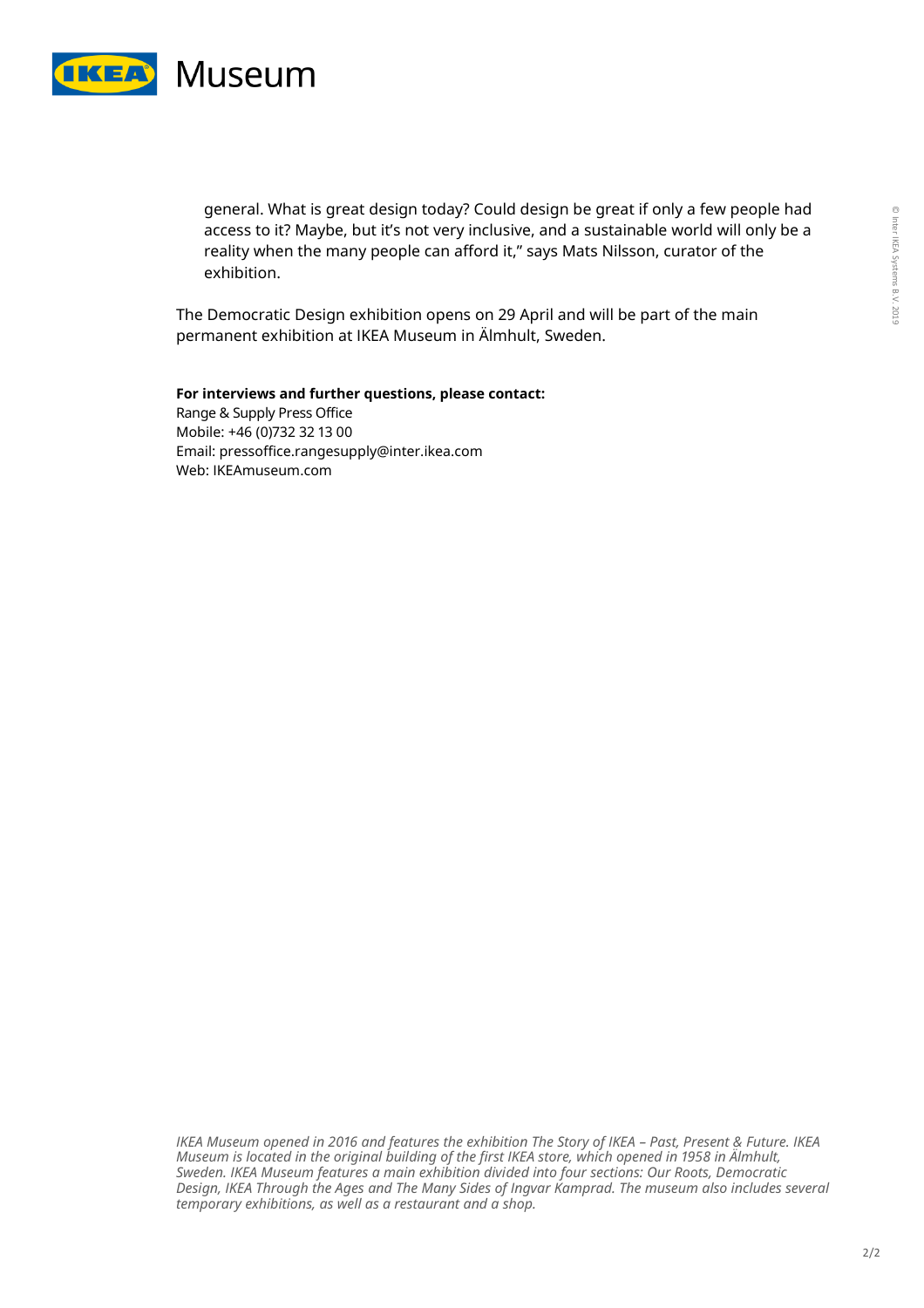general. What is great design today? Could design be great if only a few people had access to it? Maybe, but it's not very inclusive, and a sustainable world will only be a reality when the many people can afford it," says Mats Nilsson, curator of the exhibition.

The Democratic Design exhibition opens on 29 April and will be part of the main permanent exhibition at IKEA Museum in Älmhult, Sweden.

**For interviews and further questions, please contact:**
Range & Supply Press Office
Mobile: +46 (0)732 32 13 00
Email: pressoffice.rangesupply@inter.ikea.com
Web: IKEAmuseum.com

*IKEA Museum opened in 2016 and features the exhibition The Story of IKEA – Past, Present & Future. IKEA Museum is located in the original building of the first IKEA store, which opened in 1958 in Älmhult, Sweden. IKEA Museum features a main exhibition divided into four sections: Our Roots, Democratic Design, IKEA Through the Ages and The Many Sides of Ingvar Kamprad. The museum also includes several temporary exhibitions, as well as a restaurant and a shop.*